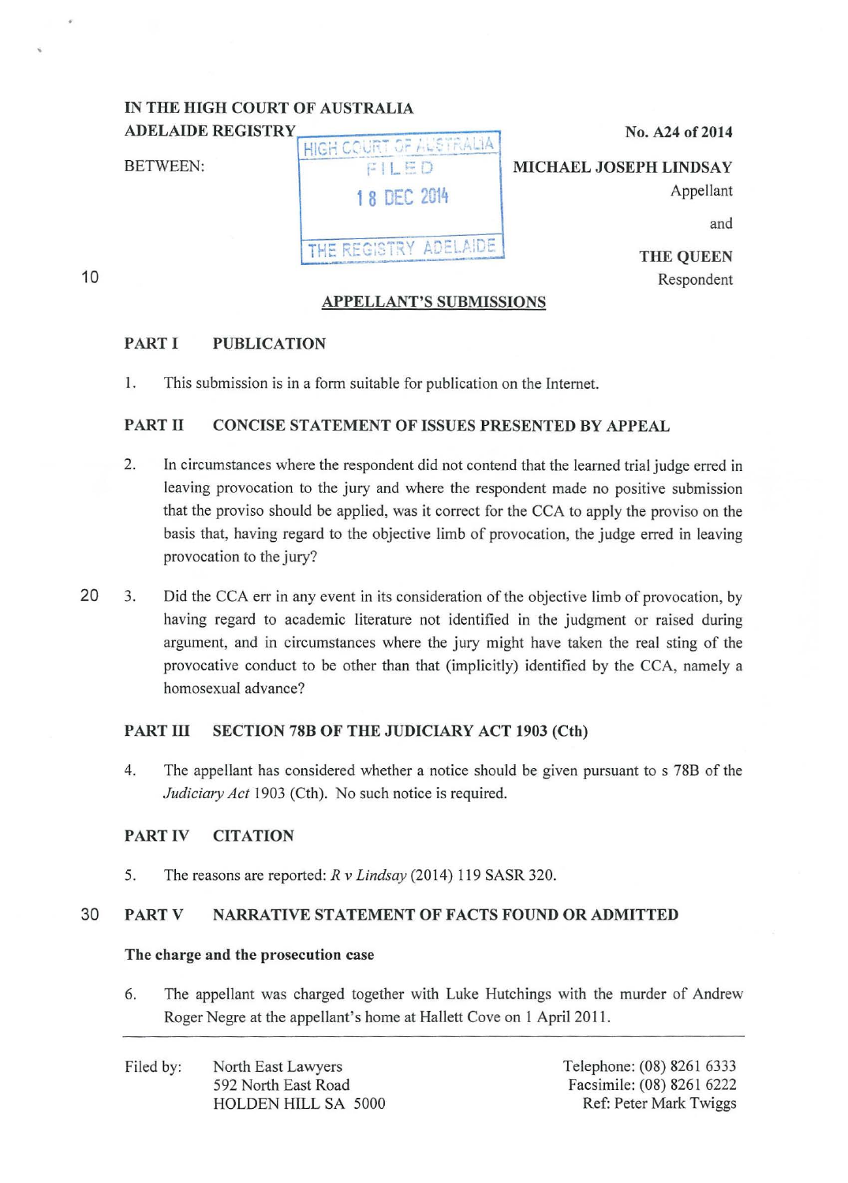IN THE HIGH COURT OF AUSTRALIA
ADELAIDE REGISTRY

No. A24 of 2014

HIGH COURT OF AUSTRALIA
FILED
18 DEC 2014
THE REGISTRY ADELAIDE

BETWEEN:

MICHAEL JOSEPH LINDSAY
Appellant

and

THE QUEEN
Respondent

## APPELLANT'S SUBMISSIONS

### PART I PUBLICATION

1. This submission is in a form suitable for publication on the Internet.

### PART II CONCISE STATEMENT OF ISSUES PRESENTED BY APPEAL

2. In circumstances where the respondent did not contend that the learned trial judge erred in leaving provocation to the jury and where the respondent made no positive submission that the proviso should be applied, was it correct for the CCA to apply the proviso on the basis that, having regard to the objective limb of provocation, the judge erred in leaving provocation to the jury?

3. Did the CCA err in any event in its consideration of the objective limb of provocation, by having regard to academic literature not identified in the judgment or raised during argument, and in circumstances where the jury might have taken the real sting of the provocative conduct to be other than that (implicitly) identified by the CCA, namely a homosexual advance?

### PART III SECTION 78B OF THE JUDICIARY ACT 1903 (Cth)

4. The appellant has considered whether a notice should be given pursuant to s 78B of the *Judiciary Act* 1903 (Cth). No such notice is required.

### PART IV CITATION

5. The reasons are reported: *R v Lindsay* (2014) 119 SASR 320.

### PART V NARRATIVE STATEMENT OF FACTS FOUND OR ADMITTED

**The charge and the prosecution case**

6. The appellant was charged together with Luke Hutchings with the murder of Andrew Roger Negre at the appellant's home at Hallett Cove on 1 April 2011.

Filed by: North East Lawyers
592 North East Road
HOLDEN HILL SA 5000

Telephone: (08) 8261 6333
Facsimile: (08) 8261 6222
Ref: Peter Mark Twiggs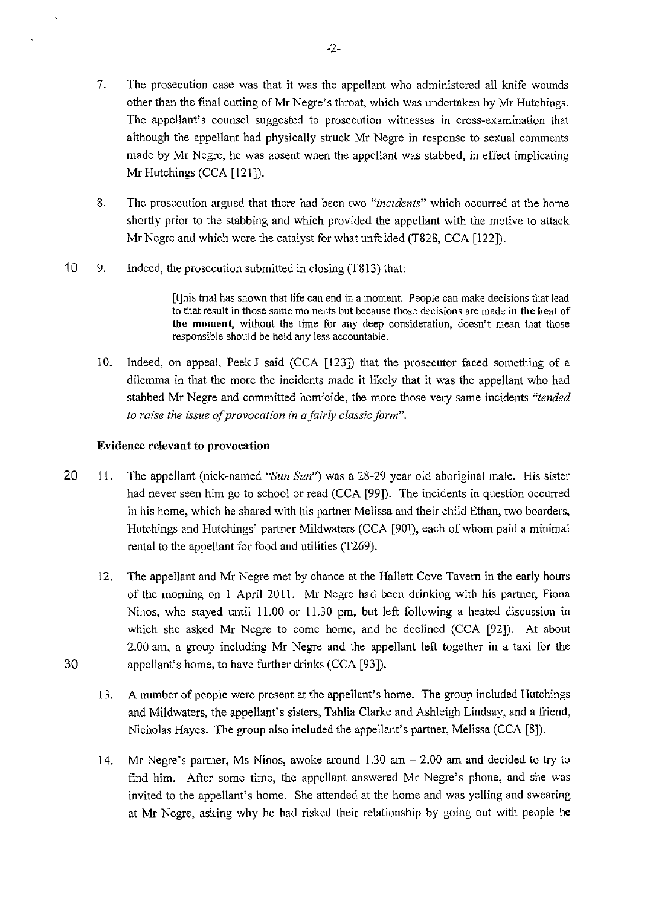7. The prosecution case was that it was the appellant who administered all knife wounds other than the final cutting of Mr Negre's throat, which was undertaken by Mr Hutchings. The appellant's counsel suggested to prosecution witnesses in cross-examination that although the appellant had physically struck Mr Negre in response to sexual comments made by Mr Negre, he was absent when the appellant was stabbed, in effect implicating Mr Hutchings (CCA [121]).

8. The prosecution argued that there had been two *"incidents"* which occurred at the home shortly prior to the stabbing and which provided the appellant with the motive to attack Mr Negre and which were the catalyst for what unfolded (T828, CCA [122]).

9. Indeed, the prosecution submitted in closing (T813) that:

> [t]his trial has shown that life can end in a moment. People can make decisions that lead to that result in those same moments but because those decisions are made **in the heat of the moment**, without the time for any deep consideration, doesn't mean that those responsible should be held any less accountable.

10. Indeed, on appeal, Peek J said (CCA [123]) that the prosecutor faced something of a dilemma in that the more the incidents made it likely that it was the appellant who had stabbed Mr Negre and committed homicide, the more those very same incidents *"tended to raise the issue of provocation in a fairly classic form"*.

**Evidence relevant to provocation**

11. The appellant (nick-named *"Sun Sun"*) was a 28-29 year old aboriginal male. His sister had never seen him go to school or read (CCA [99]). The incidents in question occurred in his home, which he shared with his partner Melissa and their child Ethan, two boarders, Hutchings and Hutchings' partner Mildwaters (CCA [90]), each of whom paid a minimal rental to the appellant for food and utilities (T269).

12. The appellant and Mr Negre met by chance at the Hallett Cove Tavern in the early hours of the morning on 1 April 2011. Mr Negre had been drinking with his partner, Fiona Ninos, who stayed until 11.00 or 11.30 pm, but left following a heated discussion in which she asked Mr Negre to come home, and he declined (CCA [92]). At about 2.00 am, a group including Mr Negre and the appellant left together in a taxi for the appellant's home, to have further drinks (CCA [93]).

13. A number of people were present at the appellant's home. The group included Hutchings and Mildwaters, the appellant's sisters, Tahlia Clarke and Ashleigh Lindsay, and a friend, Nicholas Hayes. The group also included the appellant's partner, Melissa (CCA [8]).

14. Mr Negre's partner, Ms Ninos, awoke around 1.30 am – 2.00 am and decided to try to find him. After some time, the appellant answered Mr Negre's phone, and she was invited to the appellant's home. She attended at the home and was yelling and swearing at Mr Negre, asking why he had risked their relationship by going out with people he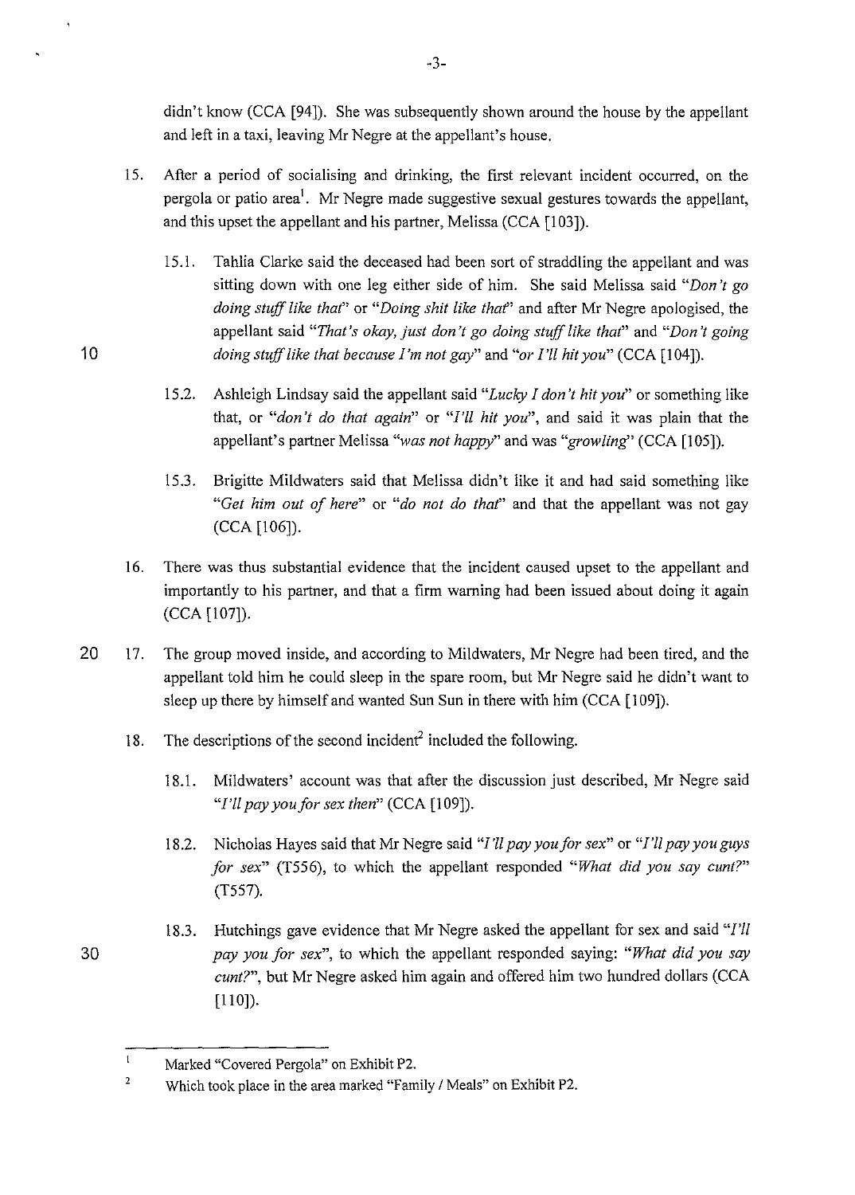didn't know (CCA [94]). She was subsequently shown around the house by the appellant and left in a taxi, leaving Mr Negre at the appellant's house.

15. After a period of socialising and drinking, the first relevant incident occurred, on the pergola or patio area[1]. Mr Negre made suggestive sexual gestures towards the appellant, and this upset the appellant and his partner, Melissa (CCA [103]).

    15.1. Tahlia Clarke said the deceased had been sort of straddling the appellant and was sitting down with one leg either side of him. She said Melissa said *"Don't go doing stuff like that"* or *"Doing shit like that"* and after Mr Negre apologised, the appellant said *"That's okay, just don't go doing stuff like that"* and *"Don't going doing stuff like that because I'm not gay"* and *"or I'll hit you"* (CCA [104]).

    15.2. Ashleigh Lindsay said the appellant said *"Lucky I don't hit you"* or something like that, or *"don't do that again"* or *"I'll hit you"*, and said it was plain that the appellant's partner Melissa *"was not happy"* and was *"growling"* (CCA [105]).

    15.3. Brigitte Mildwaters said that Melissa didn't like it and had said something like *"Get him out of here"* or *"do not do that"* and that the appellant was not gay (CCA [106]).

16. There was thus substantial evidence that the incident caused upset to the appellant and importantly to his partner, and that a firm warning had been issued about doing it again (CCA [107]).

17. The group moved inside, and according to Mildwaters, Mr Negre had been tired, and the appellant told him he could sleep in the spare room, but Mr Negre said he didn't want to sleep up there by himself and wanted Sun Sun in there with him (CCA [109]).

18. The descriptions of the second incident[2] included the following.

    18.1. Mildwaters' account was that after the discussion just described, Mr Negre said *"I'll pay you for sex then"* (CCA [109]).

    18.2. Nicholas Hayes said that Mr Negre said *"I'll pay you for sex"* or *"I'll pay you guys for sex"* (T556), to which the appellant responded *"What did you say cunt?"* (T557).

    18.3. Hutchings gave evidence that Mr Negre asked the appellant for sex and said *"I'll pay you for sex"*, to which the appellant responded saying: *"What did you say cunt?"*, but Mr Negre asked him again and offered him two hundred dollars (CCA [110]).

---

[1] Marked "Covered Pergola" on Exhibit P2.

[2] Which took place in the area marked "Family / Meals" on Exhibit P2.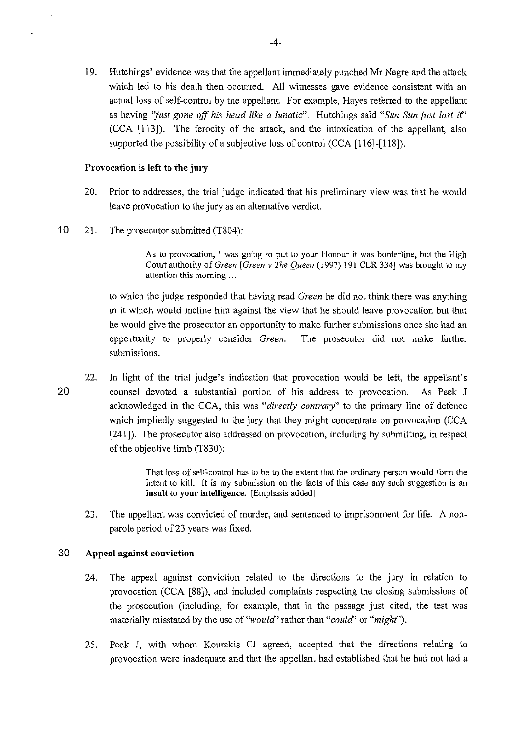19. Hutchings' evidence was that the appellant immediately punched Mr Negre and the attack which led to his death then occurred. All witnesses gave evidence consistent with an actual loss of self-control by the appellant. For example, Hayes referred to the appellant as having *"just gone off his head like a lunatic"*. Hutchings said *"Sun Sun just lost it"* (CCA [113]). The ferocity of the attack, and the intoxication of the appellant, also supported the possibility of a subjective loss of control (CCA [116]-[118]).

### Provocation is left to the jury

20. Prior to addresses, the trial judge indicated that his preliminary view was that he would leave provocation to the jury as an alternative verdict.

21. The prosecutor submitted (T804):

> As to provocation, I was going to put to your Honour it was borderline, but the High Court authority of *Green* [*Green v The Queen* (1997) 191 CLR 334] was brought to my attention this morning ...

to which the judge responded that having read *Green* he did not think there was anything in it which would incline him against the view that he should leave provocation but that he would give the prosecutor an opportunity to make further submissions once she had an opportunity to properly consider *Green*. The prosecutor did not make further submissions.

22. In light of the trial judge's indication that provocation would be left, the appellant's counsel devoted a substantial portion of his address to provocation. As Peek J acknowledged in the CCA, this was *"directly contrary"* to the primary line of defence which impliedly suggested to the jury that they might concentrate on provocation (CCA [241]). The prosecutor also addressed on provocation, including by submitting, in respect of the objective limb (T830):

> That loss of self-control has to be to the extent that the ordinary person **would** form the intent to kill. It is my submission on the facts of this case any such suggestion is an **insult to your intelligence.** [Emphasis added]

23. The appellant was convicted of murder, and sentenced to imprisonment for life. A non-parole period of 23 years was fixed.

### Appeal against conviction

24. The appeal against conviction related to the directions to the jury in relation to provocation (CCA [88]), and included complaints respecting the closing submissions of the prosecution (including, for example, that in the passage just cited, the test was materially misstated by the use of *"would"* rather than *"could"* or *"might"*).

25. Peek J, with whom Kourakis CJ agreed, accepted that the directions relating to provocation were inadequate and that the appellant had established that he had not had a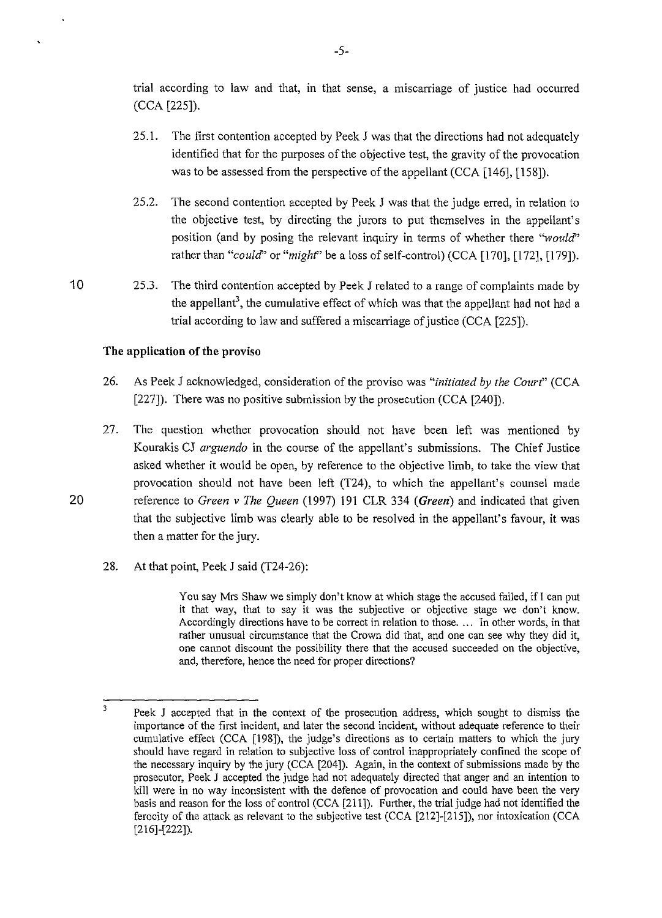trial according to law and that, in that sense, a miscarriage of justice had occurred (CCA [225]).

25.1. The first contention accepted by Peek J was that the directions had not adequately identified that for the purposes of the objective test, the gravity of the provocation was to be assessed from the perspective of the appellant (CCA [146], [158]).

25.2. The second contention accepted by Peek J was that the judge erred, in relation to the objective test, by directing the jurors to put themselves in the appellant's position (and by posing the relevant inquiry in terms of whether there "*would*" rather than "*could*" or "*might*" be a loss of self-control) (CCA [170], [172], [179]).

25.3. The third contention accepted by Peek J related to a range of complaints made by the appellant[3], the cumulative effect of which was that the appellant had not had a trial according to law and suffered a miscarriage of justice (CCA [225]).

### The application of the proviso

26. As Peek J acknowledged, consideration of the proviso was "*initiated by the Court*" (CCA [227]). There was no positive submission by the prosecution (CCA [240]).

27. The question whether provocation should not have been left was mentioned by Kourakis CJ *arguendo* in the course of the appellant's submissions. The Chief Justice asked whether it would be open, by reference to the objective limb, to take the view that provocation should not have been left (T24), to which the appellant's counsel made reference to *Green v The Queen* (1997) 191 CLR 334 (***Green***) and indicated that given that the subjective limb was clearly able to be resolved in the appellant's favour, it was then a matter for the jury.

28. At that point, Peek J said (T24-26):

> You say Mrs Shaw we simply don't know at which stage the accused failed, if I can put it that way, that to say it was the subjective or objective stage we don't know. Accordingly directions have to be correct in relation to those. ... In other words, in that rather unusual circumstance that the Crown did that, and one can see why they did it, one cannot discount the possibility there that the accused succeeded on the objective, and, therefore, hence the need for proper directions?

---

[3] Peek J accepted that in the context of the prosecution address, which sought to dismiss the importance of the first incident, and later the second incident, without adequate reference to their cumulative effect (CCA [198]), the judge's directions as to certain matters to which the jury should have regard in relation to subjective loss of control inappropriately confined the scope of the necessary inquiry by the jury (CCA [204]). Again, in the context of submissions made by the prosecutor, Peek J accepted the judge had not adequately directed that anger and an intention to kill were in no way inconsistent with the defence of provocation and could have been the very basis and reason for the loss of control (CCA [211]). Further, the trial judge had not identified the ferocity of the attack as relevant to the subjective test (CCA [212]-[215]), nor intoxication (CCA [216]-[222]).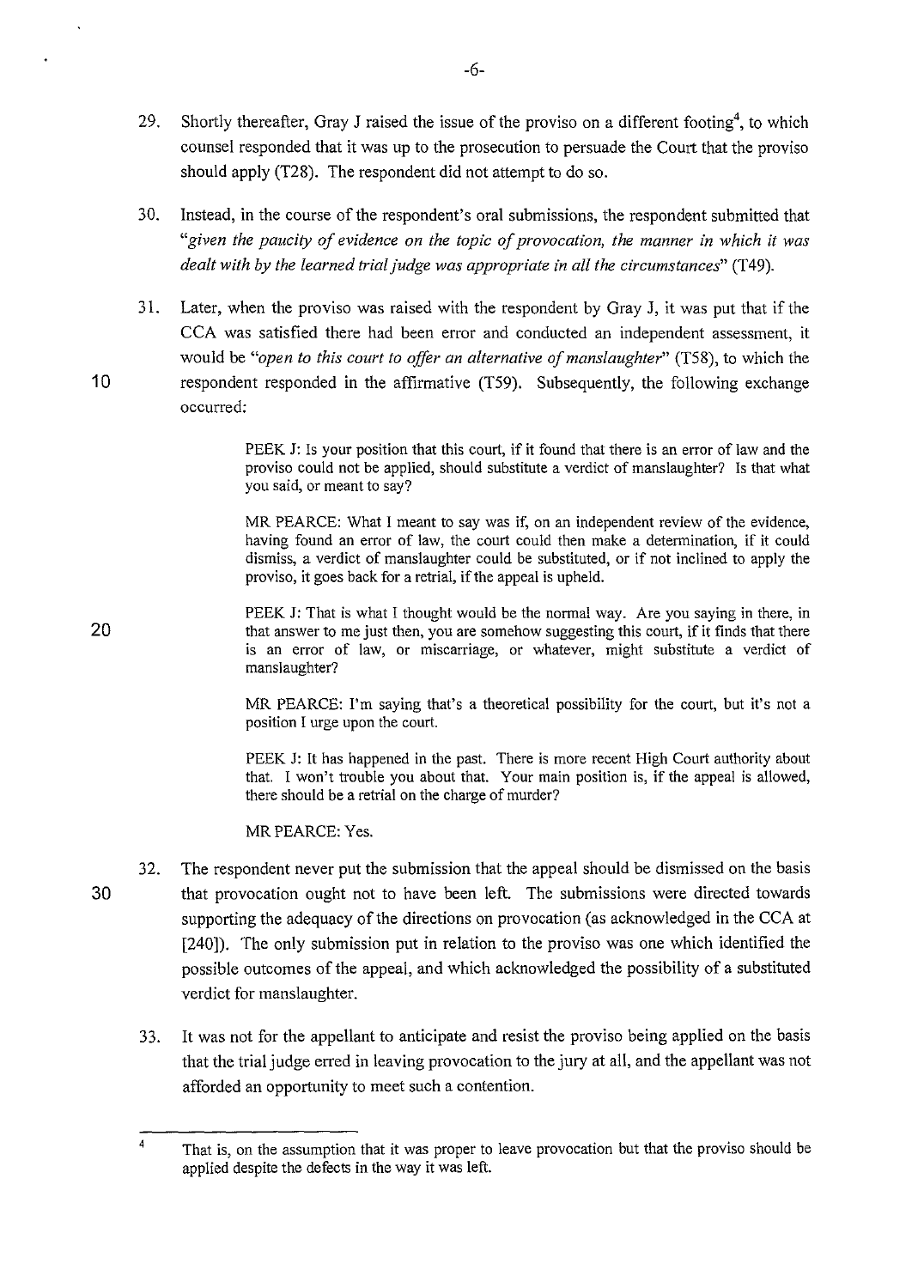29. Shortly thereafter, Gray J raised the issue of the proviso on a different footing[4], to which counsel responded that it was up to the prosecution to persuade the Court that the proviso should apply (T28). The respondent did not attempt to do so.

30. Instead, in the course of the respondent's oral submissions, the respondent submitted that *"given the paucity of evidence on the topic of provocation, the manner in which it was dealt with by the learned trial judge was appropriate in all the circumstances"* (T49).

31. Later, when the proviso was raised with the respondent by Gray J, it was put that if the CCA was satisfied there had been error and conducted an independent assessment, it would be *"open to this court to offer an alternative of manslaughter"* (T58), to which the respondent responded in the affirmative (T59). Subsequently, the following exchange occurred:

> PEEK J: Is your position that this court, if it found that there is an error of law and the proviso could not be applied, should substitute a verdict of manslaughter? Is that what you said, or meant to say?
>
> MR PEARCE: What I meant to say was if, on an independent review of the evidence, having found an error of law, the court could then make a determination, if it could dismiss, a verdict of manslaughter could be substituted, or if not inclined to apply the proviso, it goes back for a retrial, if the appeal is upheld.
>
> PEEK J: That is what I thought would be the normal way. Are you saying in there, in that answer to me just then, you are somehow suggesting this court, if it finds that there is an error of law, or miscarriage, or whatever, might substitute a verdict of manslaughter?
>
> MR PEARCE: I'm saying that's a theoretical possibility for the court, but it's not a position I urge upon the court.
>
> PEEK J: It has happened in the past. There is more recent High Court authority about that. I won't trouble you about that. Your main position is, if the appeal is allowed, there should be a retrial on the charge of murder?
>
> MR PEARCE: Yes.

32. The respondent never put the submission that the appeal should be dismissed on the basis that provocation ought not to have been left. The submissions were directed towards supporting the adequacy of the directions on provocation (as acknowledged in the CCA at [240]). The only submission put in relation to the proviso was one which identified the possible outcomes of the appeal, and which acknowledged the possibility of a substituted verdict for manslaughter.

33. It was not for the appellant to anticipate and resist the proviso being applied on the basis that the trial judge erred in leaving provocation to the jury at all, and the appellant was not afforded an opportunity to meet such a contention.

---

[4] That is, on the assumption that it was proper to leave provocation but that the proviso should be applied despite the defects in the way it was left.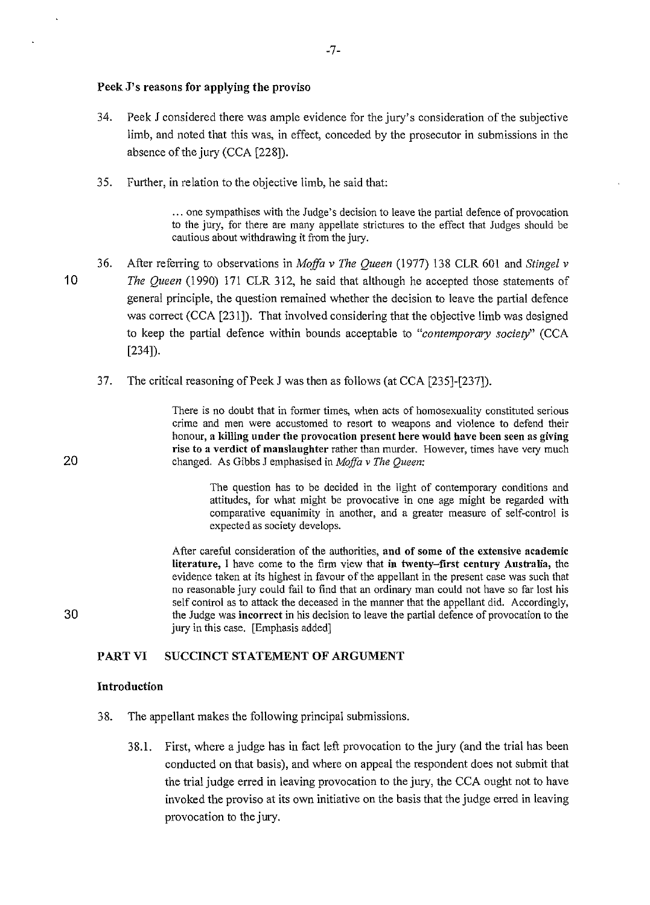**Peek J's reasons for applying the proviso**

34. Peek J considered there was ample evidence for the jury's consideration of the subjective limb, and noted that this was, in effect, conceded by the prosecutor in submissions in the absence of the jury (CCA [228]).

35. Further, in relation to the objective limb, he said that:

> ... one sympathises with the Judge's decision to leave the partial defence of provocation to the jury, for there are many appellate strictures to the effect that Judges should be cautious about withdrawing it from the jury.

36. After referring to observations in *Moffa v The Queen* (1977) 138 CLR 601 and *Stingel v The Queen* (1990) 171 CLR 312, he said that although he accepted those statements of general principle, the question remained whether the decision to leave the partial defence was correct (CCA [231]). That involved considering that the objective limb was designed to keep the partial defence within bounds acceptable to *"contemporary society"* (CCA [234]).

37. The critical reasoning of Peek J was then as follows (at CCA [235]-[237]).

> There is no doubt that in former times, when acts of homosexuality constituted serious crime and men were accustomed to resort to weapons and violence to defend their honour, **a killing under the provocation present here would have been seen as giving rise to a verdict of manslaughter** rather than murder. However, times have very much changed. As Gibbs J emphasised in *Moffa v The Queen:*
>
> > The question has to be decided in the light of contemporary conditions and attitudes, for what might be provocative in one age might be regarded with comparative equanimity in another, and a greater measure of self-control is expected as society develops.
>
> After careful consideration of the authorities, **and of some of the extensive academic literature,** I have come to the firm view that **in twenty-first century Australia,** the evidence taken at its highest in favour of the appellant in the present case was such that no reasonable jury could fail to find that an ordinary man could not have so far lost his self control as to attack the deceased in the manner that the appellant did. Accordingly, the Judge was **incorrect** in his decision to leave the partial defence of provocation to the jury in this case. [Emphasis added]

## PART VI SUCCINCT STATEMENT OF ARGUMENT

**Introduction**

38. The appellant makes the following principal submissions.

    38.1. First, where a judge has in fact left provocation to the jury (and the trial has been conducted on that basis), and where on appeal the respondent does not submit that the trial judge erred in leaving provocation to the jury, the CCA ought not to have invoked the proviso at its own initiative on the basis that the judge erred in leaving provocation to the jury.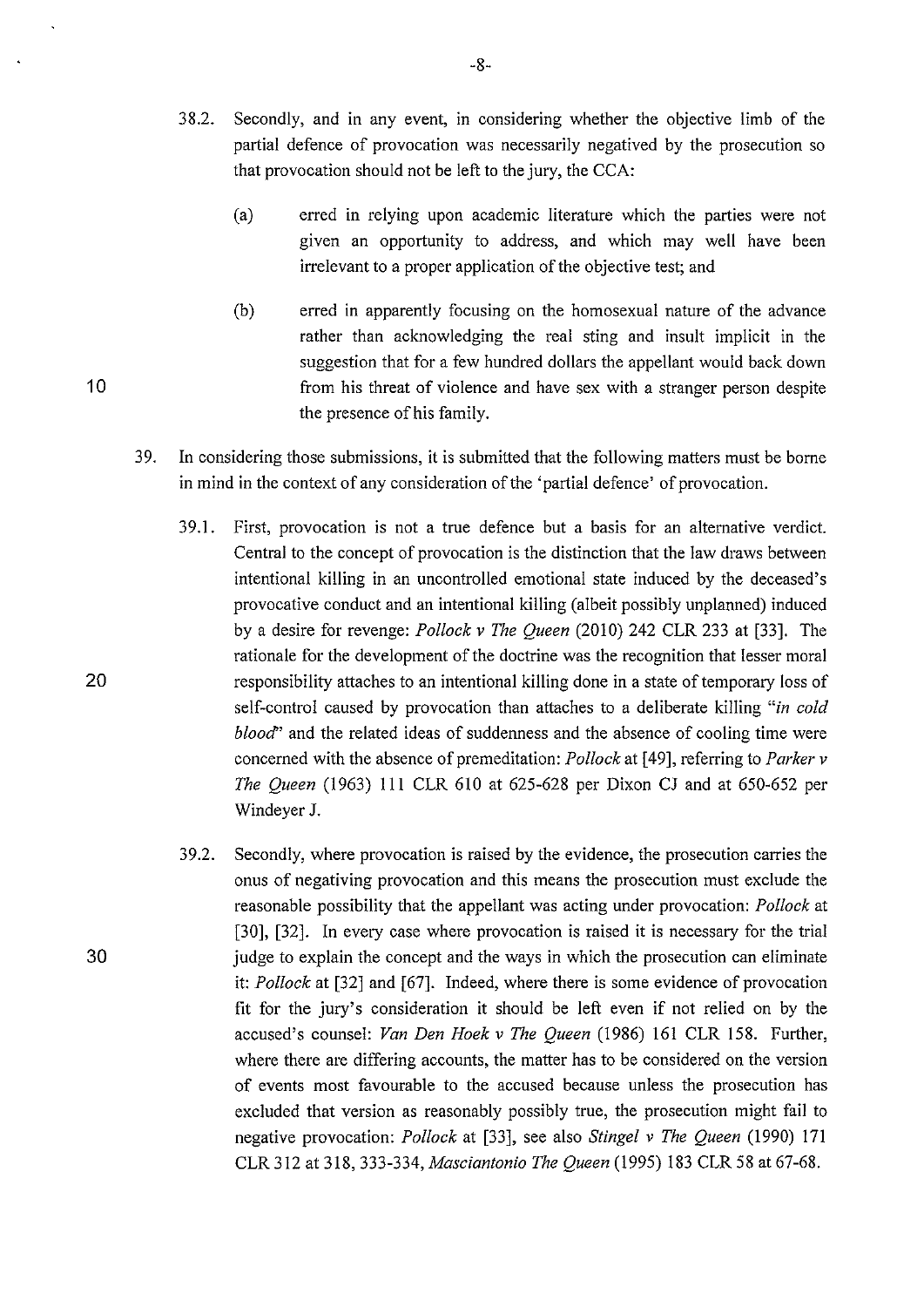38.2. Secondly, and in any event, in considering whether the objective limb of the partial defence of provocation was necessarily negatived by the prosecution so that provocation should not be left to the jury, the CCA:

(a) erred in relying upon academic literature which the parties were not given an opportunity to address, and which may well have been irrelevant to a proper application of the objective test; and

(b) erred in apparently focusing on the homosexual nature of the advance rather than acknowledging the real sting and insult implicit in the suggestion that for a few hundred dollars the appellant would back down from his threat of violence and have sex with a stranger person despite the presence of his family.

39. In considering those submissions, it is submitted that the following matters must be borne in mind in the context of any consideration of the 'partial defence' of provocation.

39.1. First, provocation is not a true defence but a basis for an alternative verdict. Central to the concept of provocation is the distinction that the law draws between intentional killing in an uncontrolled emotional state induced by the deceased's provocative conduct and an intentional killing (albeit possibly unplanned) induced by a desire for revenge: *Pollock v The Queen* (2010) 242 CLR 233 at [33]. The rationale for the development of the doctrine was the recognition that lesser moral responsibility attaches to an intentional killing done in a state of temporary loss of self-control caused by provocation than attaches to a deliberate killing "*in cold blood*" and the related ideas of suddenness and the absence of cooling time were concerned with the absence of premeditation: *Pollock* at [49], referring to *Parker v The Queen* (1963) 111 CLR 610 at 625-628 per Dixon CJ and at 650-652 per Windeyer J.

39.2. Secondly, where provocation is raised by the evidence, the prosecution carries the onus of negativing provocation and this means the prosecution must exclude the reasonable possibility that the appellant was acting under provocation: *Pollock* at [30], [32]. In every case where provocation is raised it is necessary for the trial judge to explain the concept and the ways in which the prosecution can eliminate it: *Pollock* at [32] and [67]. Indeed, where there is some evidence of provocation fit for the jury's consideration it should be left even if not relied on by the accused's counsel: *Van Den Hoek v The Queen* (1986) 161 CLR 158. Further, where there are differing accounts, the matter has to be considered on the version of events most favourable to the accused because unless the prosecution has excluded that version as reasonably possibly true, the prosecution might fail to negative provocation: *Pollock* at [33], see also *Stingel v The Queen* (1990) 171 CLR 312 at 318, 333-334, *Masciantonio The Queen* (1995) 183 CLR 58 at 67-68.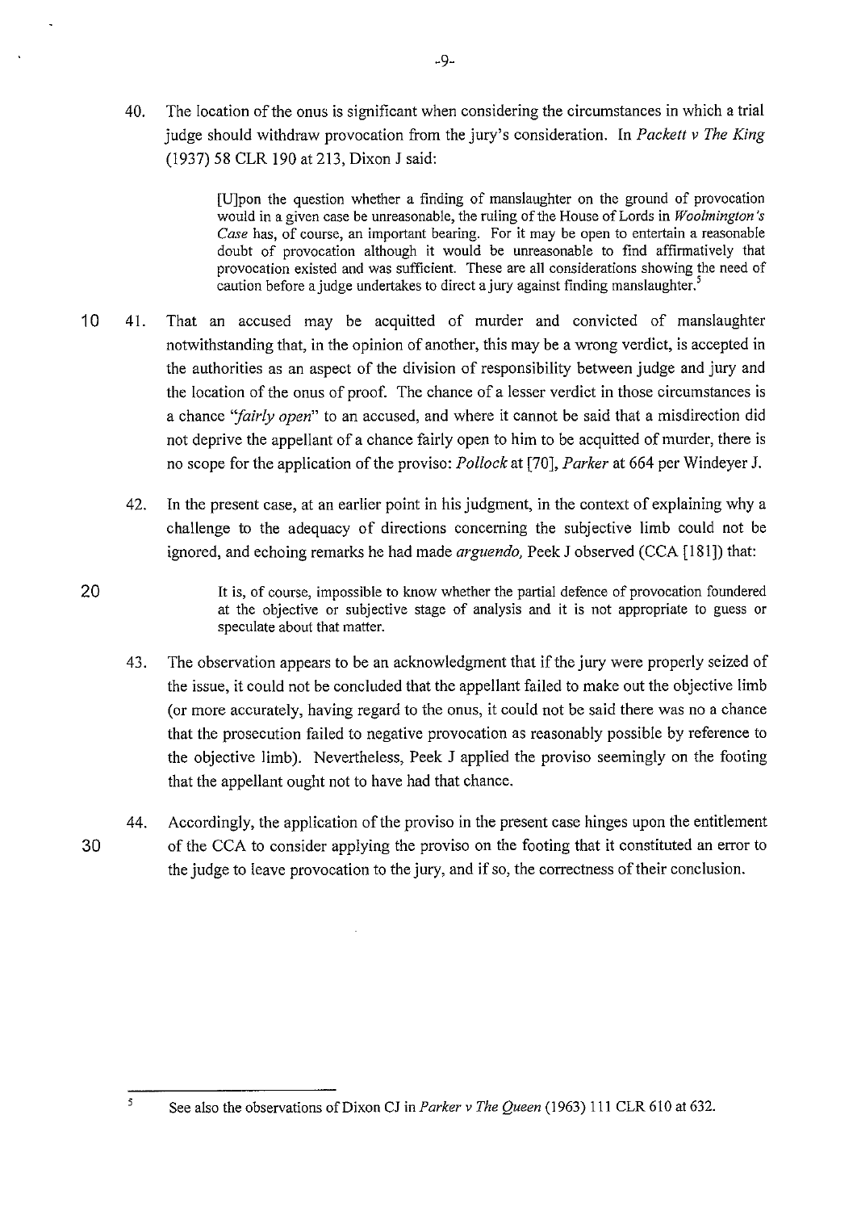40. The location of the onus is significant when considering the circumstances in which a trial judge should withdraw provocation from the jury's consideration. In *Packett v The King* (1937) 58 CLR 190 at 213, Dixon J said:

> [U]pon the question whether a finding of manslaughter on the ground of provocation would in a given case be unreasonable, the ruling of the House of Lords in *Woolmington's Case* has, of course, an important bearing. For it may be open to entertain a reasonable doubt of provocation although it would be unreasonable to find affirmatively that provocation existed and was sufficient. These are all considerations showing the need of caution before a judge undertakes to direct a jury against finding manslaughter.[5]

41. That an accused may be acquitted of murder and convicted of manslaughter notwithstanding that, in the opinion of another, this may be a wrong verdict, is accepted in the authorities as an aspect of the division of responsibility between judge and jury and the location of the onus of proof. The chance of a lesser verdict in those circumstances is a chance "*fairly open*" to an accused, and where it cannot be said that a misdirection did not deprive the appellant of a chance fairly open to him to be acquitted of murder, there is no scope for the application of the proviso: *Pollock* at [70], *Parker* at 664 per Windeyer J.

42. In the present case, at an earlier point in his judgment, in the context of explaining why a challenge to the adequacy of directions concerning the subjective limb could not be ignored, and echoing remarks he had made *arguendo*, Peek J observed (CCA [181]) that:

> It is, of course, impossible to know whether the partial defence of provocation foundered at the objective or subjective stage of analysis and it is not appropriate to guess or speculate about that matter.

43. The observation appears to be an acknowledgment that if the jury were properly seized of the issue, it could not be concluded that the appellant failed to make out the objective limb (or more accurately, having regard to the onus, it could not be said there was no a chance that the prosecution failed to negative provocation as reasonably possible by reference to the objective limb). Nevertheless, Peek J applied the proviso seemingly on the footing that the appellant ought not to have had that chance.

44. Accordingly, the application of the proviso in the present case hinges upon the entitlement of the CCA to consider applying the proviso on the footing that it constituted an error to the judge to leave provocation to the jury, and if so, the correctness of their conclusion.

---

[5] See also the observations of Dixon CJ in *Parker v The Queen* (1963) 111 CLR 610 at 632.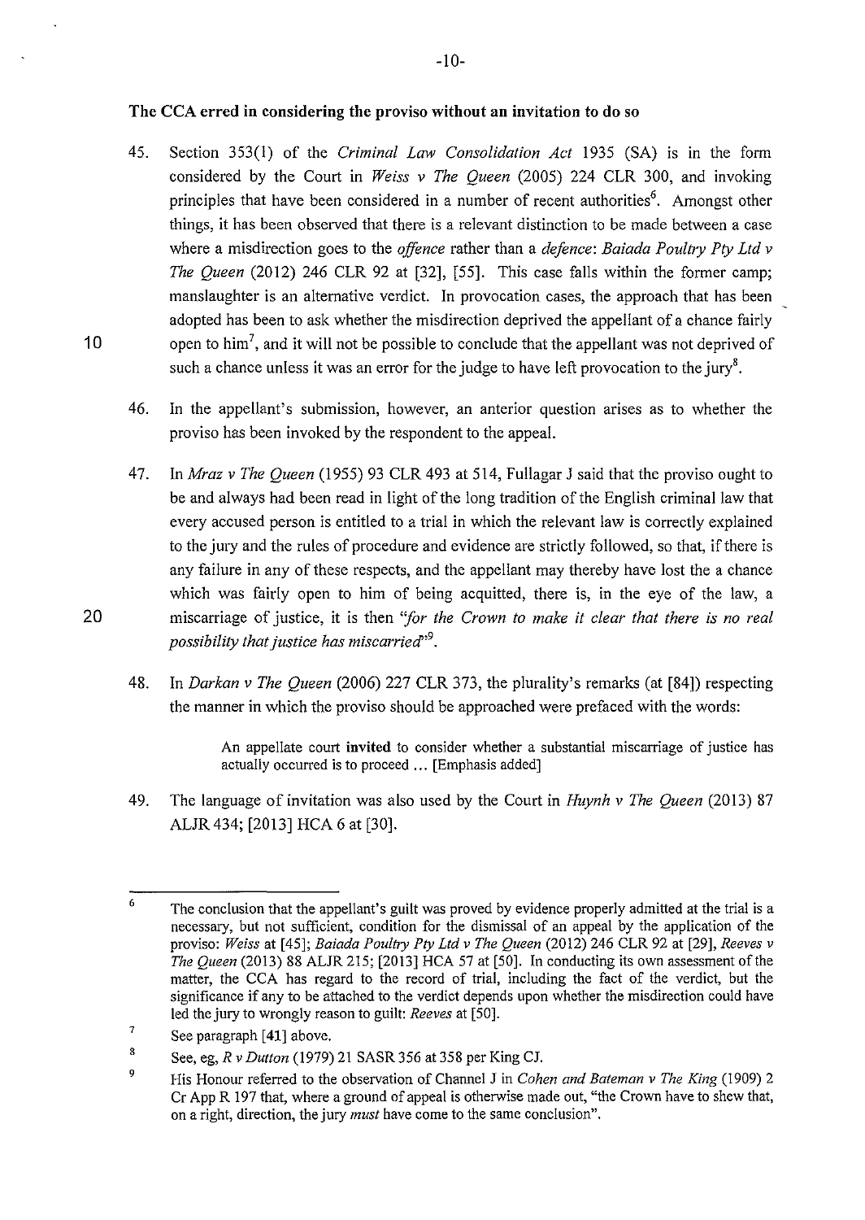**The CCA erred in considering the proviso without an invitation to do so**

45. Section 353(1) of the *Criminal Law Consolidation Act* 1935 (SA) is in the form considered by the Court in *Weiss v The Queen* (2005) 224 CLR 300, and invoking principles that have been considered in a number of recent authorities[6]. Amongst other things, it has been observed that there is a relevant distinction to be made between a case where a misdirection goes to the *offence* rather than a *defence*: *Baiada Poultry Pty Ltd v The Queen* (2012) 246 CLR 92 at [32], [55]. This case falls within the former camp; manslaughter is an alternative verdict. In provocation cases, the approach that has been adopted has been to ask whether the misdirection deprived the appellant of a chance fairly open to him[7], and it will not be possible to conclude that the appellant was not deprived of such a chance unless it was an error for the judge to have left provocation to the jury[8].

46. In the appellant's submission, however, an anterior question arises as to whether the proviso has been invoked by the respondent to the appeal.

47. In *Mraz v The Queen* (1955) 93 CLR 493 at 514, Fullagar J said that the proviso ought to be and always had been read in light of the long tradition of the English criminal law that every accused person is entitled to a trial in which the relevant law is correctly explained to the jury and the rules of procedure and evidence are strictly followed, so that, if there is any failure in any of these respects, and the appellant may thereby have lost the a chance which was fairly open to him of being acquitted, there is, in the eye of the law, a miscarriage of justice, it is then *"for the Crown to make it clear that there is no real possibility that justice has miscarried"*[9].

48. In *Darkan v The Queen* (2006) 227 CLR 373, the plurality's remarks (at [84]) respecting the manner in which the proviso should be approached were prefaced with the words:

> An appellate court **invited** to consider whether a substantial miscarriage of justice has actually occurred is to proceed ... [Emphasis added]

49. The language of invitation was also used by the Court in *Huynh v The Queen* (2013) 87 ALJR 434; [2013] HCA 6 at [30].

---

[6] The conclusion that the appellant's guilt was proved by evidence properly admitted at the trial is a necessary, but not sufficient, condition for the dismissal of an appeal by the application of the proviso: *Weiss* at [45]; *Baiada Poultry Pty Ltd v The Queen* (2012) 246 CLR 92 at [29], *Reeves v The Queen* (2013) 88 ALJR 215; [2013] HCA 57 at [50]. In conducting its own assessment of the matter, the CCA has regard to the record of trial, including the fact of the verdict, but the significance if any to be attached to the verdict depends upon whether the misdirection could have led the jury to wrongly reason to guilt: *Reeves* at [50].

[7] See paragraph [41] above.

[8] See, eg, *R v Dutton* (1979) 21 SASR 356 at 358 per King CJ.

[9] His Honour referred to the observation of Channel J in *Cohen and Bateman v The King* (1909) 2 Cr App R 197 that, where a ground of appeal is otherwise made out, "the Crown have to shew that, on a right, direction, the jury *must* have come to the same conclusion".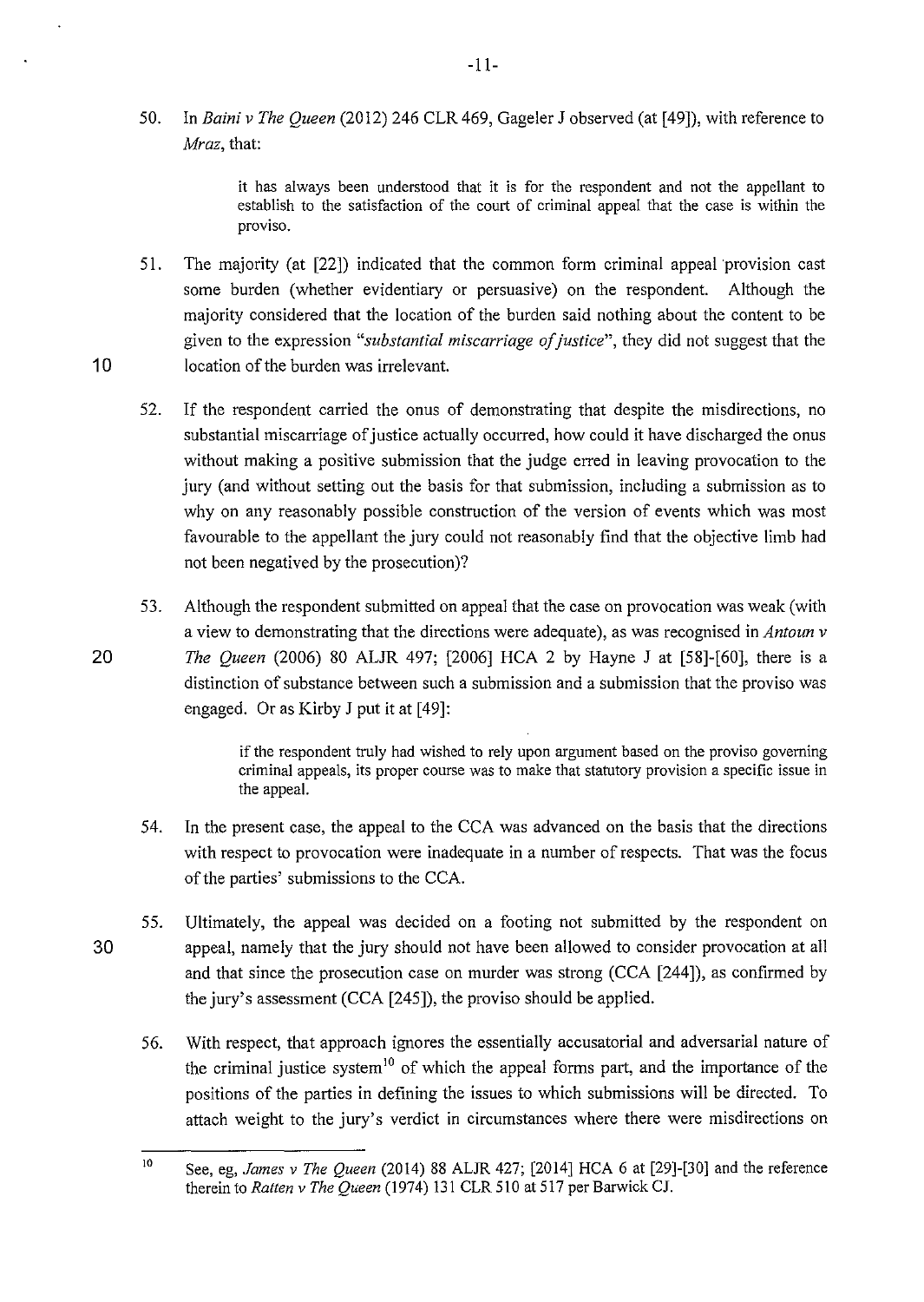50. In *Baini v The Queen* (2012) 246 CLR 469, Gageler J observed (at [49]), with reference to *Mraz*, that:

> it has always been understood that it is for the respondent and not the appellant to establish to the satisfaction of the court of criminal appeal that the case is within the proviso.

51. The majority (at [22]) indicated that the common form criminal appeal provision cast some burden (whether evidentiary or persuasive) on the respondent. Although the majority considered that the location of the burden said nothing about the content to be given to the expression *"substantial miscarriage of justice"*, they did not suggest that the location of the burden was irrelevant.

52. If the respondent carried the onus of demonstrating that despite the misdirections, no substantial miscarriage of justice actually occurred, how could it have discharged the onus without making a positive submission that the judge erred in leaving provocation to the jury (and without setting out the basis for that submission, including a submission as to why on any reasonably possible construction of the version of events which was most favourable to the appellant the jury could not reasonably find that the objective limb had not been negatived by the prosecution)?

53. Although the respondent submitted on appeal that the case on provocation was weak (with a view to demonstrating that the directions were adequate), as was recognised in *Antoun v The Queen* (2006) 80 ALJR 497; [2006] HCA 2 by Hayne J at [58]-[60], there is a distinction of substance between such a submission and a submission that the proviso was engaged. Or as Kirby J put it at [49]:

> if the respondent truly had wished to rely upon argument based on the proviso governing criminal appeals, its proper course was to make that statutory provision a specific issue in the appeal.

54. In the present case, the appeal to the CCA was advanced on the basis that the directions with respect to provocation were inadequate in a number of respects. That was the focus of the parties' submissions to the CCA.

55. Ultimately, the appeal was decided on a footing not submitted by the respondent on appeal, namely that the jury should not have been allowed to consider provocation at all and that since the prosecution case on murder was strong (CCA [244]), as confirmed by the jury's assessment (CCA [245]), the proviso should be applied.

56. With respect, that approach ignores the essentially accusatorial and adversarial nature of the criminal justice system[10] of which the appeal forms part, and the importance of the positions of the parties in defining the issues to which submissions will be directed. To attach weight to the jury's verdict in circumstances where there were misdirections on

---

[10] See, eg, *James v The Queen* (2014) 88 ALJR 427; [2014] HCA 6 at [29]-[30] and the reference therein to *Ratten v The Queen* (1974) 131 CLR 510 at 517 per Barwick CJ.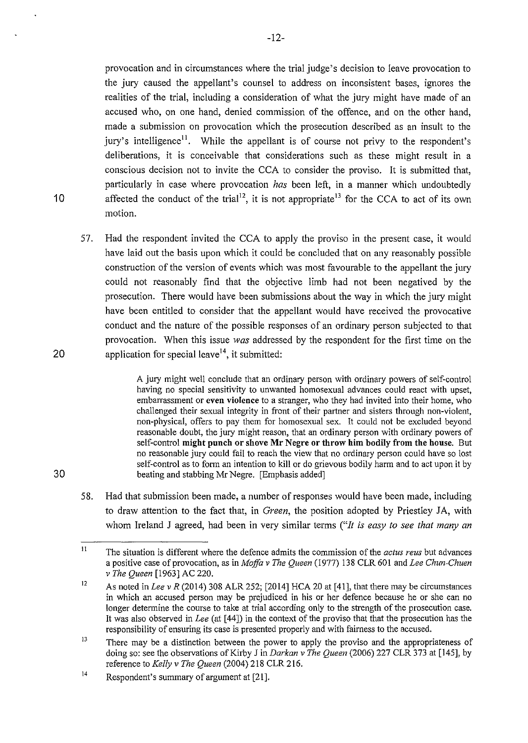provocation and in circumstances where the trial judge's decision to leave provocation to the jury caused the appellant's counsel to address on inconsistent bases, ignores the realities of the trial, including a consideration of what the jury might have made of an accused who, on one hand, denied commission of the offence, and on the other hand, made a submission on provocation which the prosecution described as an insult to the jury's intelligence[11]. While the appellant is of course not privy to the respondent's deliberations, it is conceivable that considerations such as these might result in a conscious decision not to invite the CCA to consider the proviso. It is submitted that, particularly in case where provocation *has* been left, in a manner which undoubtedly affected the conduct of the trial[12], it is not appropriate[13] for the CCA to act of its own motion.

57. Had the respondent invited the CCA to apply the proviso in the present case, it would have laid out the basis upon which it could be concluded that on any reasonably possible construction of the version of events which was most favourable to the appellant the jury could not reasonably find that the objective limb had not been negatived by the prosecution. There would have been submissions about the way in which the jury might have been entitled to consider that the appellant would have received the provocative conduct and the nature of the possible responses of an ordinary person subjected to that provocation. When this issue *was* addressed by the respondent for the first time on the application for special leave[14], it submitted:

> A jury might well conclude that an ordinary person with ordinary powers of self-control having no special sensitivity to unwanted homosexual advances could react with upset, embarrassment or **even violence** to a stranger, who they had invited into their home, who challenged their sexual integrity in front of their partner and sisters through non-violent, non-physical, offers to pay them for homosexual sex. It could not be excluded beyond reasonable doubt, the jury might reason, that an ordinary person with ordinary powers of self-control **might punch or shove Mr Negre or throw him bodily from the house.** But no reasonable jury could fail to reach the view that no ordinary person could have so lost self-control as to form an intention to kill or do grievous bodily harm and to act upon it by beating and stabbing Mr Negre. [Emphasis added]

58. Had that submission been made, a number of responses would have been made, including to draw attention to the fact that, in *Green*, the position adopted by Priestley JA, with whom Ireland J agreed, had been in very similar terms (*"It is easy to see that many an*

---

[11] The situation is different where the defence admits the commission of the *actus reus* but advances a positive case of provocation, as in *Moffa v The Queen* (1977) 138 CLR 601 and *Lee Chun-Chuen v The Queen* [1963] AC 220.

[12] As noted in *Lee v R* (2014) 308 ALR 252; [2014] HCA 20 at [41], that there may be circumstances in which an accused person may be prejudiced in his or her defence because he or she can no longer determine the course to take at trial according only to the strength of the prosecution case. It was also observed in *Lee* (at [44]) in the context of the proviso that that the prosecution has the responsibility of ensuring its case is presented properly and with fairness to the accused.

[13] There may be a distinction between the power to apply the proviso and the appropriateness of doing so: see the observations of Kirby J in *Darkan v The Queen* (2006) 227 CLR 373 at [145], by reference to *Kelly v The Queen* (2004) 218 CLR 216.

[14] Respondent's summary of argument at [21].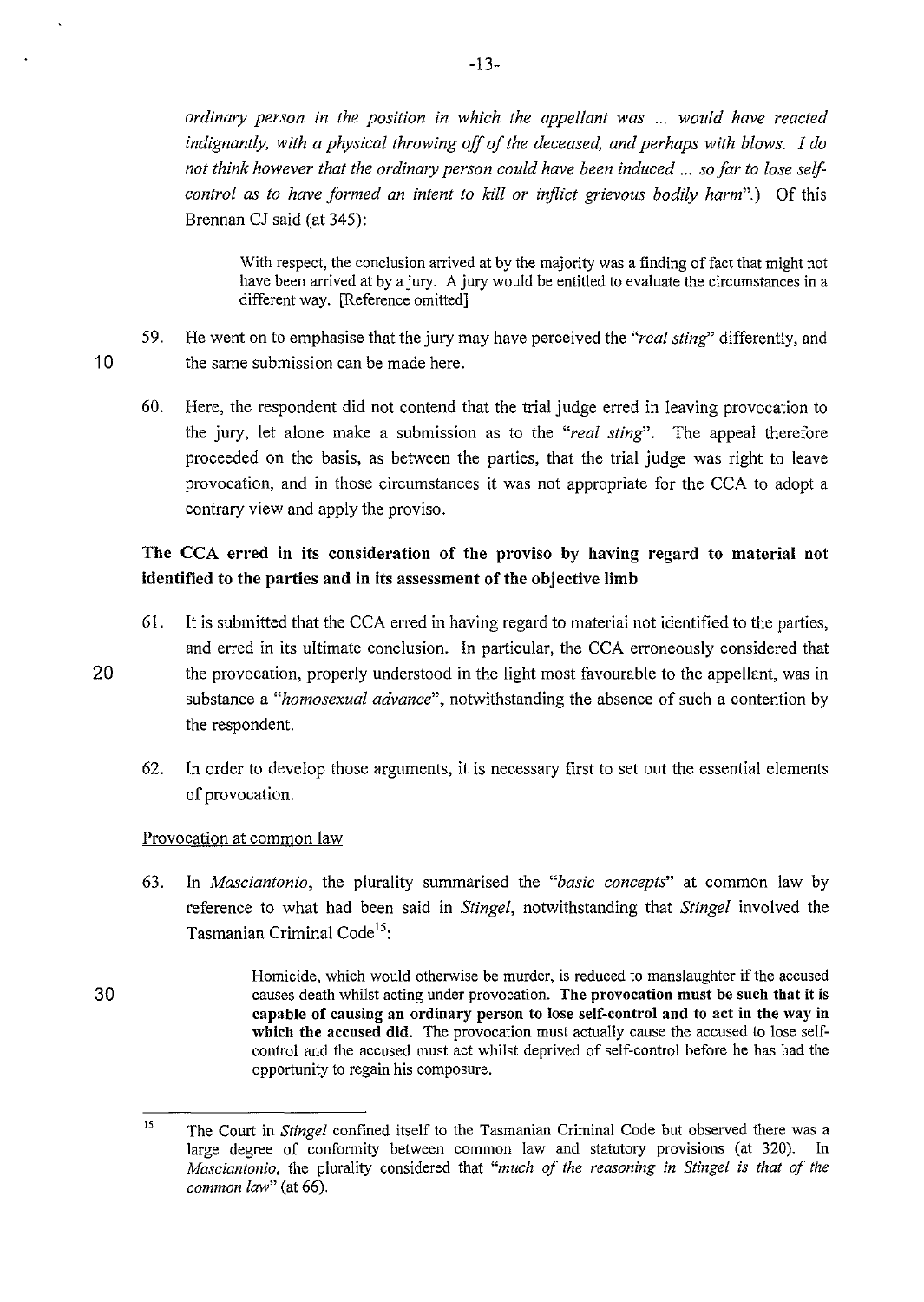*ordinary person in the position in which the appellant was ... would have reacted indignantly, with a physical throwing off of the deceased, and perhaps with blows. I do not think however that the ordinary person could have been induced ... so far to lose self-control as to have formed an intent to kill or inflict grievous bodily harm*".) Of this Brennan CJ said (at 345):

> With respect, the conclusion arrived at by the majority was a finding of fact that might not have been arrived at by a jury. A jury would be entitled to evaluate the circumstances in a different way. [Reference omitted]

59. He went on to emphasise that the jury may have perceived the "*real sting*" differently, and the same submission can be made here.

60. Here, the respondent did not contend that the trial judge erred in leaving provocation to the jury, let alone make a submission as to the "*real sting*". The appeal therefore proceeded on the basis, as between the parties, that the trial judge was right to leave provocation, and in those circumstances it was not appropriate for the CCA to adopt a contrary view and apply the proviso.

### The CCA erred in its consideration of the proviso by having regard to material not identified to the parties and in its assessment of the objective limb

61. It is submitted that the CCA erred in having regard to material not identified to the parties, and erred in its ultimate conclusion. In particular, the CCA erroneously considered that the provocation, properly understood in the light most favourable to the appellant, was in substance a "*homosexual advance*", notwithstanding the absence of such a contention by the respondent.

62. In order to develop those arguments, it is necessary first to set out the essential elements of provocation.

Provocation at common law

63. In *Masciantonio*, the plurality summarised the "*basic concepts*" at common law by reference to what had been said in *Stingel*, notwithstanding that *Stingel* involved the Tasmanian Criminal Code[15]:

> Homicide, which would otherwise be murder, is reduced to manslaughter if the accused causes death whilst acting under provocation. **The provocation must be such that it is capable of causing an ordinary person to lose self-control and to act in the way in which the accused did.** The provocation must actually cause the accused to lose self-control and the accused must act whilst deprived of self-control before he has had the opportunity to regain his composure.

[15] The Court in *Stingel* confined itself to the Tasmanian Criminal Code but observed there was a large degree of conformity between common law and statutory provisions (at 320). In *Masciantonio*, the plurality considered that "*much of the reasoning in Stingel is that of the common law*" (at 66).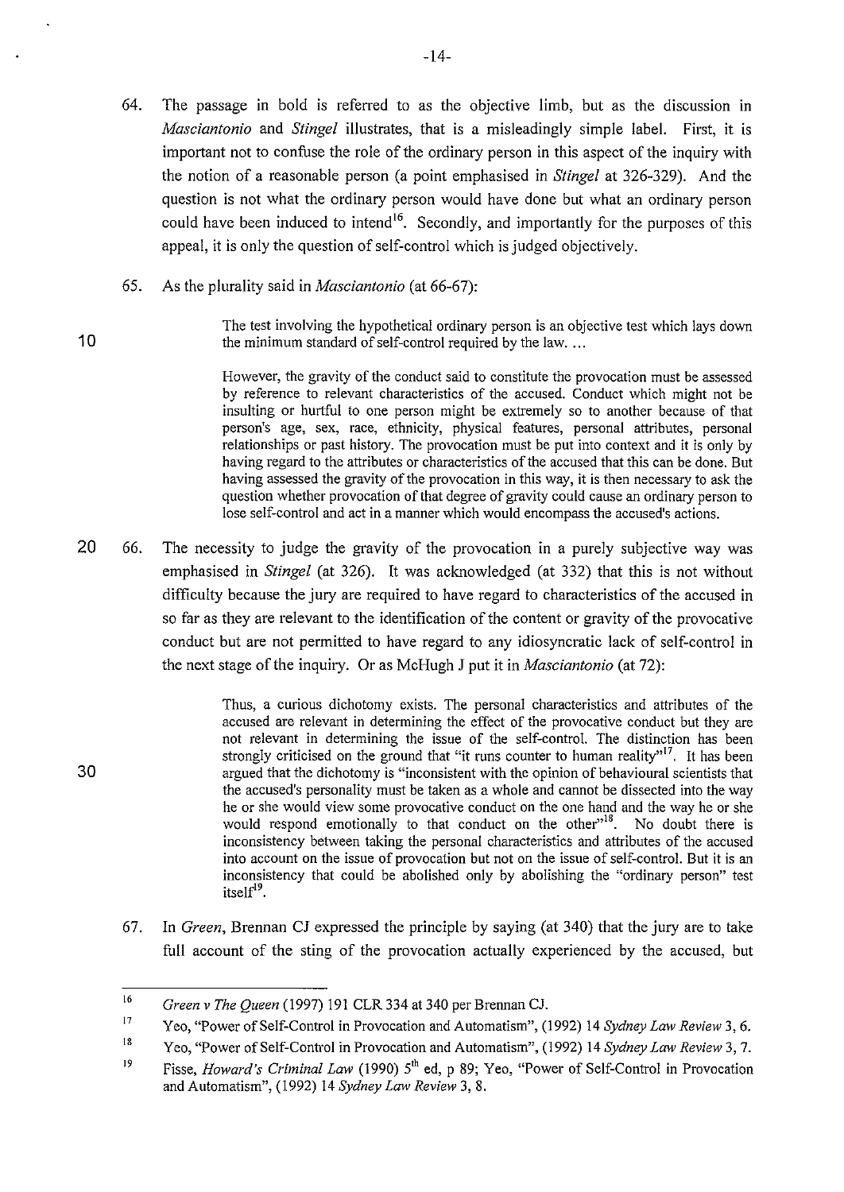64. The passage in bold is referred to as the objective limb, but as the discussion in *Masciantonio* and *Stingel* illustrates, that is a misleadingly simple label. First, it is important not to confuse the role of the ordinary person in this aspect of the inquiry with the notion of a reasonable person (a point emphasised in *Stingel* at 326-329). And the question is not what the ordinary person would have done but what an ordinary person could have been induced to intend[16]. Secondly, and importantly for the purposes of this appeal, it is only the question of self-control which is judged objectively.

65. As the plurality said in *Masciantonio* (at 66-67):

> The test involving the hypothetical ordinary person is an objective test which lays down the minimum standard of self-control required by the law. ...
>
> However, the gravity of the conduct said to constitute the provocation must be assessed by reference to relevant characteristics of the accused. Conduct which might not be insulting or hurtful to one person might be extremely so to another because of that person's age, sex, race, ethnicity, physical features, personal attributes, personal relationships or past history. The provocation must be put into context and it is only by having regard to the attributes or characteristics of the accused that this can be done. But having assessed the gravity of the provocation in this way, it is then necessary to ask the question whether provocation of that degree of gravity could cause an ordinary person to lose self-control and act in a manner which would encompass the accused's actions.

66. The necessity to judge the gravity of the provocation in a purely subjective way was emphasised in *Stingel* (at 326). It was acknowledged (at 332) that this is not without difficulty because the jury are required to have regard to characteristics of the accused in so far as they are relevant to the identification of the content or gravity of the provocative conduct but are not permitted to have regard to any idiosyncratic lack of self-control in the next stage of the inquiry. Or as McHugh J put it in *Masciantonio* (at 72):

> Thus, a curious dichotomy exists. The personal characteristics and attributes of the accused are relevant in determining the effect of the provocative conduct but they are not relevant in determining the issue of the self-control. The distinction has been strongly criticised on the ground that "it runs counter to human reality"[17]. It has been argued that the dichotomy is "inconsistent with the opinion of behavioural scientists that the accused's personality must be taken as a whole and cannot be dissected into the way he or she would view some provocative conduct on the one hand and the way he or she would respond emotionally to that conduct on the other"[18]. No doubt there is inconsistency between taking the personal characteristics and attributes of the accused into account on the issue of provocation but not on the issue of self-control. But it is an inconsistency that could be abolished only by abolishing the "ordinary person" test itself[19].

67. In *Green*, Brennan CJ expressed the principle by saying (at 340) that the jury are to take full account of the sting of the provocation actually experienced by the accused, but

---

[16] *Green v The Queen* (1997) 191 CLR 334 at 340 per Brennan CJ.

[17] Yeo, "Power of Self-Control in Provocation and Automatism", (1992) 14 *Sydney Law Review* 3, 6.

[18] Yeo, "Power of Self-Control in Provocation and Automatism", (1992) 14 *Sydney Law Review* 3, 7.

[19] Fisse, *Howard's Criminal Law* (1990) 5th ed, p 89; Yeo, "Power of Self-Control in Provocation and Automatism", (1992) 14 *Sydney Law Review* 3, 8.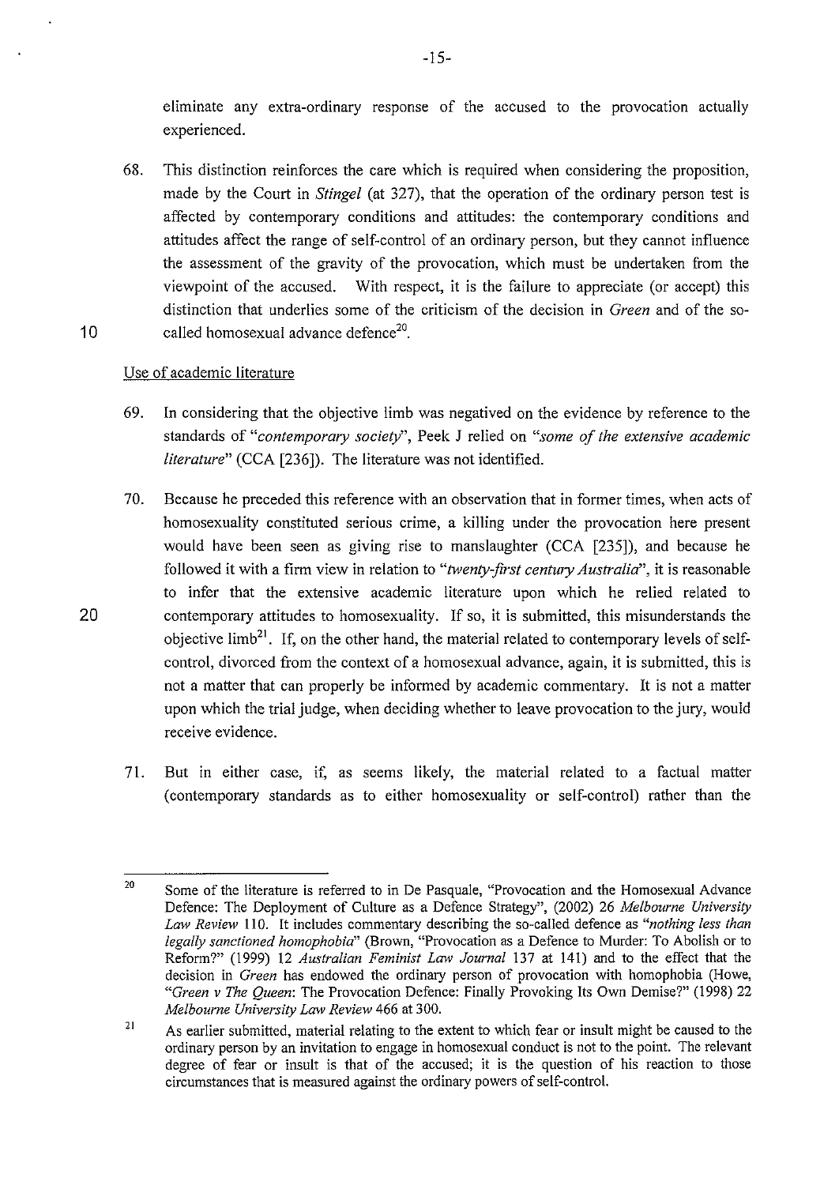eliminate any extra-ordinary response of the accused to the provocation actually experienced.

68. This distinction reinforces the care which is required when considering the proposition, made by the Court in *Stingel* (at 327), that the operation of the ordinary person test is affected by contemporary conditions and attitudes: the contemporary conditions and attitudes affect the range of self-control of an ordinary person, but they cannot influence the assessment of the gravity of the provocation, which must be undertaken from the viewpoint of the accused. With respect, it is the failure to appreciate (or accept) this distinction that underlies some of the criticism of the decision in *Green* and of the so-called homosexual advance defence[20].

Use of academic literature

69. In considering that the objective limb was negatived on the evidence by reference to the standards of *"contemporary society"*, Peek J relied on *"some of the extensive academic literature"* (CCA [236]). The literature was not identified.

70. Because he preceded this reference with an observation that in former times, when acts of homosexuality constituted serious crime, a killing under the provocation here present would have been seen as giving rise to manslaughter (CCA [235]), and because he followed it with a firm view in relation to *"twenty-first century Australia"*, it is reasonable to infer that the extensive academic literature upon which he relied related to contemporary attitudes to homosexuality. If so, it is submitted, this misunderstands the objective limb[21]. If, on the other hand, the material related to contemporary levels of self-control, divorced from the context of a homosexual advance, again, it is submitted, this is not a matter that can properly be informed by academic commentary. It is not a matter upon which the trial judge, when deciding whether to leave provocation to the jury, would receive evidence.

71. But in either case, if, as seems likely, the material related to a factual matter (contemporary standards as to either homosexuality or self-control) rather than the

---

[20] Some of the literature is referred to in De Pasquale, "Provocation and the Homosexual Advance Defence: The Deployment of Culture as a Defence Strategy", (2002) 26 *Melbourne University Law Review* 110. It includes commentary describing the so-called defence as *"nothing less than legally sanctioned homophobia"* (Brown, "Provocation as a Defence to Murder: To Abolish or to Reform?" (1999) 12 *Australian Feminist Law Journal* 137 at 141) and to the effect that the decision in *Green* has endowed the ordinary person of provocation with homophobia (Howe, *"Green v The Queen*: The Provocation Defence: Finally Provoking Its Own Demise?" (1998) 22 *Melbourne University Law Review* 466 at 300.

[21] As earlier submitted, material relating to the extent to which fear or insult might be caused to the ordinary person by an invitation to engage in homosexual conduct is not to the point. The relevant degree of fear or insult is that of the accused; it is the question of his reaction to those circumstances that is measured against the ordinary powers of self-control.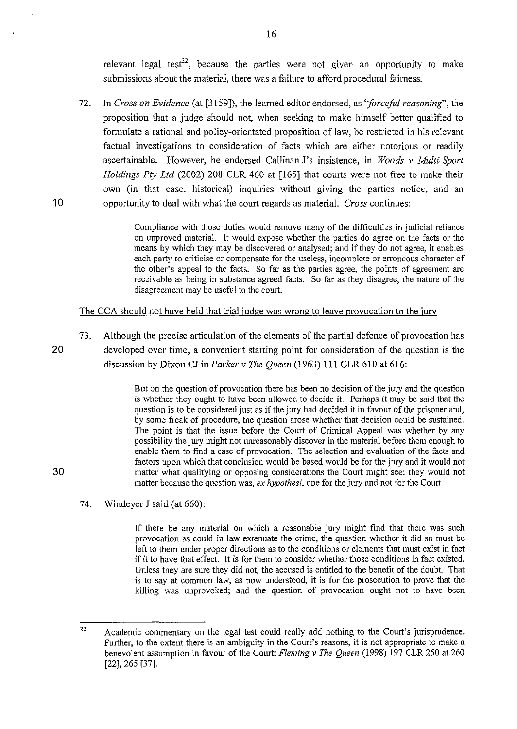relevant legal test[22], because the parties were not given an opportunity to make submissions about the material, there was a failure to afford procedural fairness.

72. In *Cross on Evidence* (at [3159]), the learned editor endorsed, as *"forceful reasoning"*, the proposition that a judge should not, when seeking to make himself better qualified to formulate a rational and policy-orientated proposition of law, be restricted in his relevant factual investigations to consideration of facts which are either notorious or readily ascertainable. However, he endorsed Callinan J's insistence, in *Woods v Multi-Sport Holdings Pty Ltd* (2002) 208 CLR 460 at [165] that courts were not free to make their own (in that case, historical) inquiries without giving the parties notice, and an opportunity to deal with what the court regards as material. *Cross* continues:

> Compliance with those duties would remove many of the difficulties in judicial reliance on unproved material. It would expose whether the parties do agree on the facts or the means by which they may be discovered or analysed; and if they do not agree, it enables each party to criticise or compensate for the useless, incomplete or erroneous character of the other's appeal to the facts. So far as the parties agree, the points of agreement are receivable as being in substance agreed facts. So far as they disagree, the nature of the disagreement may be useful to the court.

<u>The CCA should not have held that trial judge was wrong to leave provocation to the jury</u>

73. Although the precise articulation of the elements of the partial defence of provocation has developed over time, a convenient starting point for consideration of the question is the discussion by Dixon CJ in *Parker v The Queen* (1963) 111 CLR 610 at 616:

> But on the question of provocation there has been no decision of the jury and the question is whether they ought to have been allowed to decide it. Perhaps it may be said that the question is to be considered just as if the jury had decided it in favour of the prisoner and, by some freak of procedure, the question arose whether that decision could be sustained. The point is that the issue before the Court of Criminal Appeal was whether by any possibility the jury might not unreasonably discover in the material before them enough to enable them to find a case of provocation. The selection and evaluation of the facts and factors upon which that conclusion would be based would be for the jury and it would not matter what qualifying or opposing considerations the Court might see: they would not matter because the question was, *ex hypothesi*, one for the jury and not for the Court.

74. Windeyer J said (at 660):

> If there be any material on which a reasonable jury might find that there was such provocation as could in law extenuate the crime, the question whether it did so must be left to them under proper directions as to the conditions or elements that must exist in fact if it to have that effect. It is for them to consider whether those conditions in fact existed. Unless they are sure they did not, the accused is entitled to the benefit of the doubt. That is to say at common law, as now understood, it is for the prosecution to prove that the killing was unprovoked; and the question of provocation ought not to have been

---

22 Academic commentary on the legal test could really add nothing to the Court's jurisprudence. Further, to the extent there is an ambiguity in the Court's reasons, it is not appropriate to make a benevolent assumption in favour of the Court: *Fleming v The Queen* (1998) 197 CLR 250 at 260 [22], 265 [37].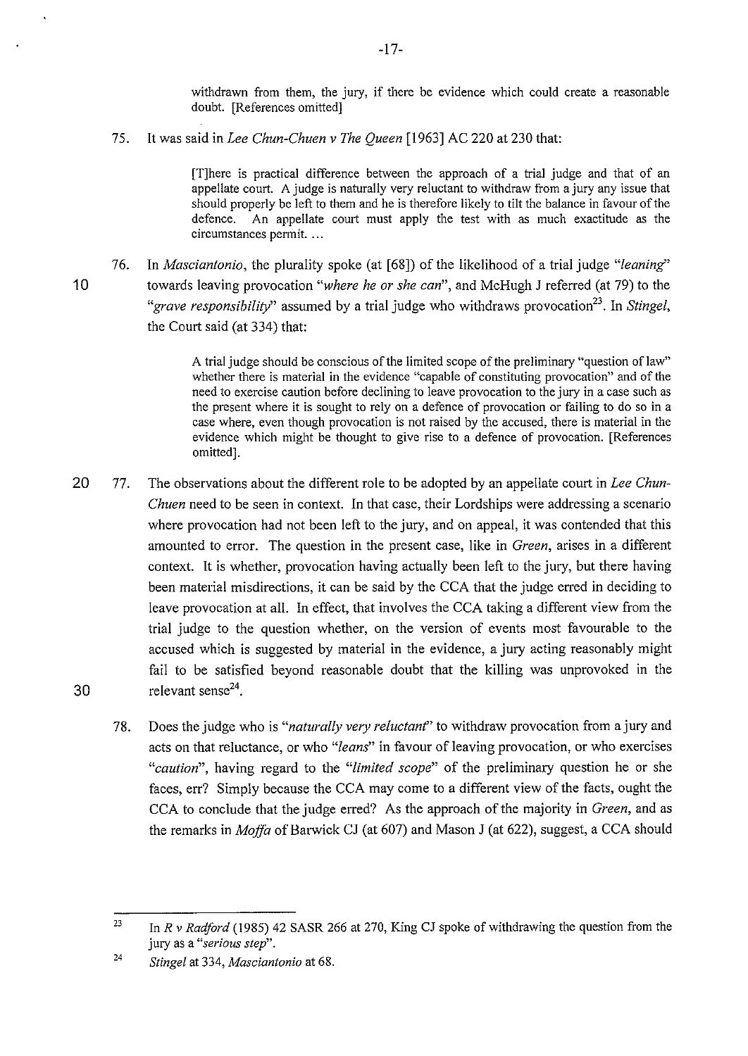> withdrawn from them, the jury, if there be evidence which could create a reasonable doubt. [References omitted]

75. It was said in *Lee Chun-Chuen v The Queen* [1963] AC 220 at 230 that:

> [T]here is practical difference between the approach of a trial judge and that of an appellate court. A judge is naturally very reluctant to withdraw from a jury any issue that should properly be left to them and he is therefore likely to tilt the balance in favour of the defence. An appellate court must apply the test with as much exactitude as the circumstances permit. ...

76. In *Masciantonio*, the plurality spoke (at [68]) of the likelihood of a trial judge *"leaning"* towards leaving provocation *"where he or she can"*, and McHugh J referred (at 79) to the *"grave responsibility"* assumed by a trial judge who withdraws provocation[23]. In *Stingel*, the Court said (at 334) that:

> A trial judge should be conscious of the limited scope of the preliminary "question of law" whether there is material in the evidence "capable of constituting provocation" and of the need to exercise caution before declining to leave provocation to the jury in a case such as the present where it is sought to rely on a defence of provocation or failing to do so in a case where, even though provocation is not raised by the accused, there is material in the evidence which might be thought to give rise to a defence of provocation. [References omitted].

77. The observations about the different role to be adopted by an appellate court in *Lee Chun-Chuen* need to be seen in context. In that case, their Lordships were addressing a scenario where provocation had not been left to the jury, and on appeal, it was contended that this amounted to error. The question in the present case, like in *Green*, arises in a different context. It is whether, provocation having actually been left to the jury, but there having been material misdirections, it can be said by the CCA that the judge erred in deciding to leave provocation at all. In effect, that involves the CCA taking a different view from the trial judge to the question whether, on the version of events most favourable to the accused which is suggested by material in the evidence, a jury acting reasonably might fail to be satisfied beyond reasonable doubt that the killing was unprovoked in the relevant sense[24].

78. Does the judge who is *"naturally very reluctant"* to withdraw provocation from a jury and acts on that reluctance, or who *"leans"* in favour of leaving provocation, or who exercises *"caution"*, having regard to the *"limited scope"* of the preliminary question he or she faces, err? Simply because the CCA may come to a different view of the facts, ought the CCA to conclude that the judge erred? As the approach of the majority in *Green*, and as the remarks in *Moffa* of Barwick CJ (at 607) and Mason J (at 622), suggest, a CCA should

---

[23] In *R v Radford* (1985) 42 SASR 266 at 270, King CJ spoke of withdrawing the question from the jury as a *"serious step"*.

[24] *Stingel* at 334, *Masciantonio* at 68.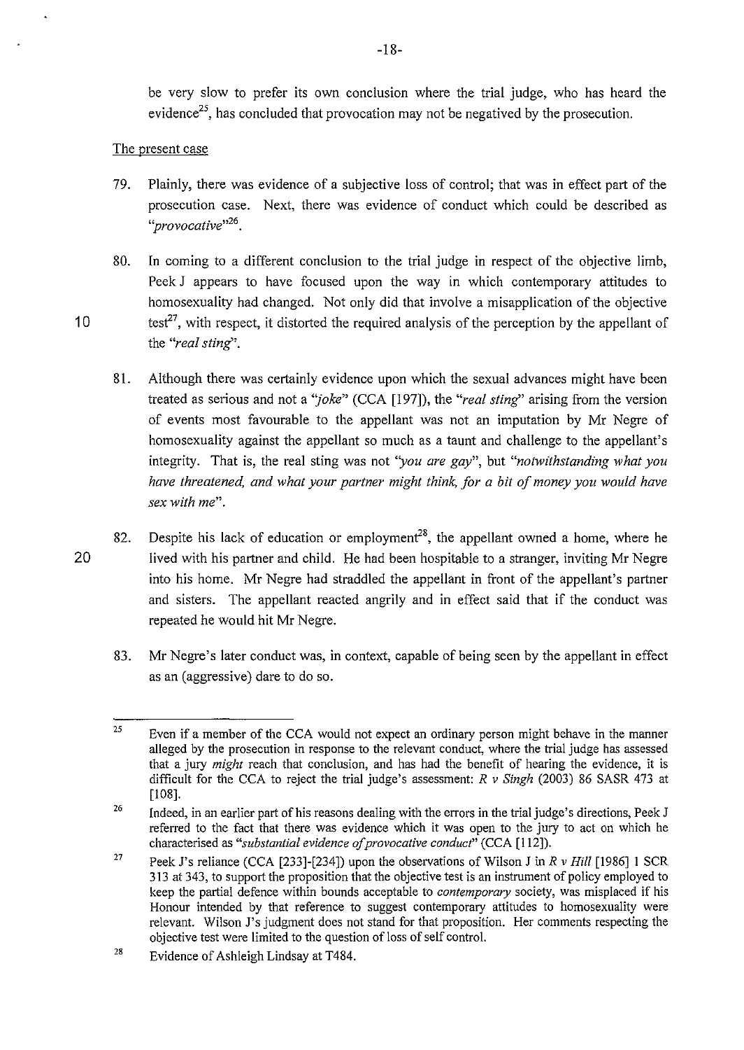be very slow to prefer its own conclusion where the trial judge, who has heard the evidence[25], has concluded that provocation may not be negatived by the prosecution.

The present case

79. Plainly, there was evidence of a subjective loss of control; that was in effect part of the prosecution case. Next, there was evidence of conduct which could be described as *"provocative"*[26].

80. In coming to a different conclusion to the trial judge in respect of the objective limb, Peek J appears to have focused upon the way in which contemporary attitudes to homosexuality had changed. Not only did that involve a misapplication of the objective test[27], with respect, it distorted the required analysis of the perception by the appellant of the *"real sting"*.

81. Although there was certainly evidence upon which the sexual advances might have been treated as serious and not a *"joke"* (CCA [197]), the *"real sting"* arising from the version of events most favourable to the appellant was not an imputation by Mr Negre of homosexuality against the appellant so much as a taunt and challenge to the appellant's integrity. That is, the real sting was not *"you are gay"*, but *"notwithstanding what you have threatened, and what your partner might think, for a bit of money you would have sex with me"*.

82. Despite his lack of education or employment[28], the appellant owned a home, where he lived with his partner and child. He had been hospitable to a stranger, inviting Mr Negre into his home. Mr Negre had straddled the appellant in front of the appellant's partner and sisters. The appellant reacted angrily and in effect said that if the conduct was repeated he would hit Mr Negre.

83. Mr Negre's later conduct was, in context, capable of being seen by the appellant in effect as an (aggressive) dare to do so.

---

[25] Even if a member of the CCA would not expect an ordinary person might behave in the manner alleged by the prosecution in response to the relevant conduct, where the trial judge has assessed that a jury *might* reach that conclusion, and has had the benefit of hearing the evidence, it is difficult for the CCA to reject the trial judge's assessment: *R v Singh* (2003) 86 SASR 473 at [108].

[26] Indeed, in an earlier part of his reasons dealing with the errors in the trial judge's directions, Peek J referred to the fact that there was evidence which it was open to the jury to act on which he characterised as *"substantial evidence of provocative conduct"* (CCA [112]).

[27] Peek J's reliance (CCA [233]-[234]) upon the observations of Wilson J in *R v Hill* [1986] 1 SCR 313 at 343, to support the proposition that the objective test is an instrument of policy employed to keep the partial defence within bounds acceptable to *contemporary* society, was misplaced if his Honour intended by that reference to suggest contemporary attitudes to homosexuality were relevant. Wilson J's judgment does not stand for that proposition. Her comments respecting the objective test were limited to the question of loss of self control.

[28] Evidence of Ashleigh Lindsay at T484.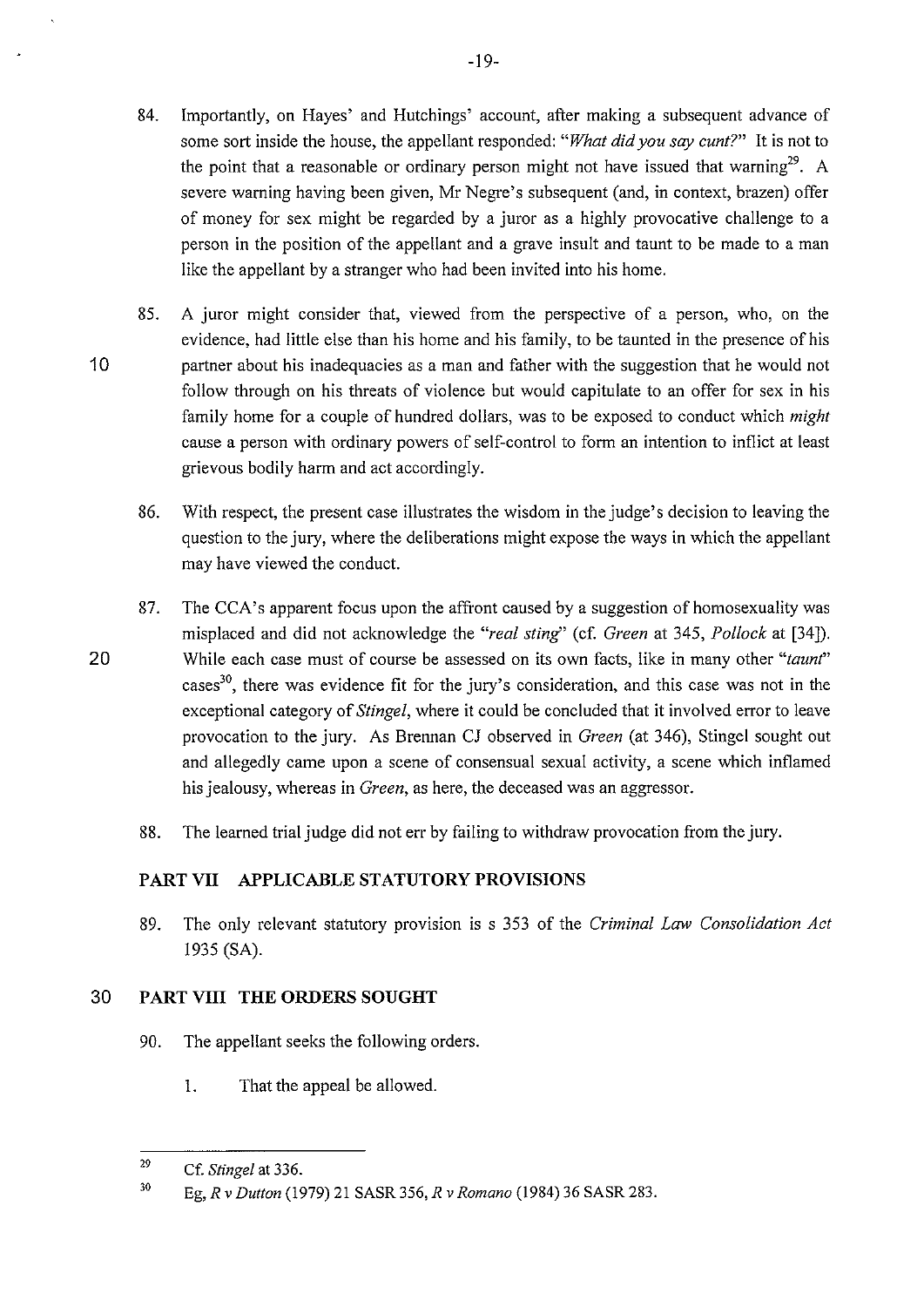84. Importantly, on Hayes' and Hutchings' account, after making a subsequent advance of some sort inside the house, the appellant responded: *"What did you say cunt?"* It is not to the point that a reasonable or ordinary person might not have issued that warning[29]. A severe warning having been given, Mr Negre's subsequent (and, in context, brazen) offer of money for sex might be regarded by a juror as a highly provocative challenge to a person in the position of the appellant and a grave insult and taunt to be made to a man like the appellant by a stranger who had been invited into his home.

85. A juror might consider that, viewed from the perspective of a person, who, on the evidence, had little else than his home and his family, to be taunted in the presence of his partner about his inadequacies as a man and father with the suggestion that he would not follow through on his threats of violence but would capitulate to an offer for sex in his family home for a couple of hundred dollars, was to be exposed to conduct which *might* cause a person with ordinary powers of self-control to form an intention to inflict at least grievous bodily harm and act accordingly.

86. With respect, the present case illustrates the wisdom in the judge's decision to leaving the question to the jury, where the deliberations might expose the ways in which the appellant may have viewed the conduct.

87. The CCA's apparent focus upon the affront caused by a suggestion of homosexuality was misplaced and did not acknowledge the *"real sting"* (cf. *Green* at 345, *Pollock* at [34]). While each case must of course be assessed on its own facts, like in many other *"taunt"* cases[30], there was evidence fit for the jury's consideration, and this case was not in the exceptional category of *Stingel*, where it could be concluded that it involved error to leave provocation to the jury. As Brennan CJ observed in *Green* (at 346), Stingel sought out and allegedly came upon a scene of consensual sexual activity, a scene which inflamed his jealousy, whereas in *Green*, as here, the deceased was an aggressor.

88. The learned trial judge did not err by failing to withdraw provocation from the jury.

## PART VII APPLICABLE STATUTORY PROVISIONS

89. The only relevant statutory provision is s 353 of the *Criminal Law Consolidation Act* 1935 (SA).

## PART VIII THE ORDERS SOUGHT

90. The appellant seeks the following orders.

    1. That the appeal be allowed.

---

[29] Cf. *Stingel* at 336.

[30] Eg, *R v Dutton* (1979) 21 SASR 356, *R v Romano* (1984) 36 SASR 283.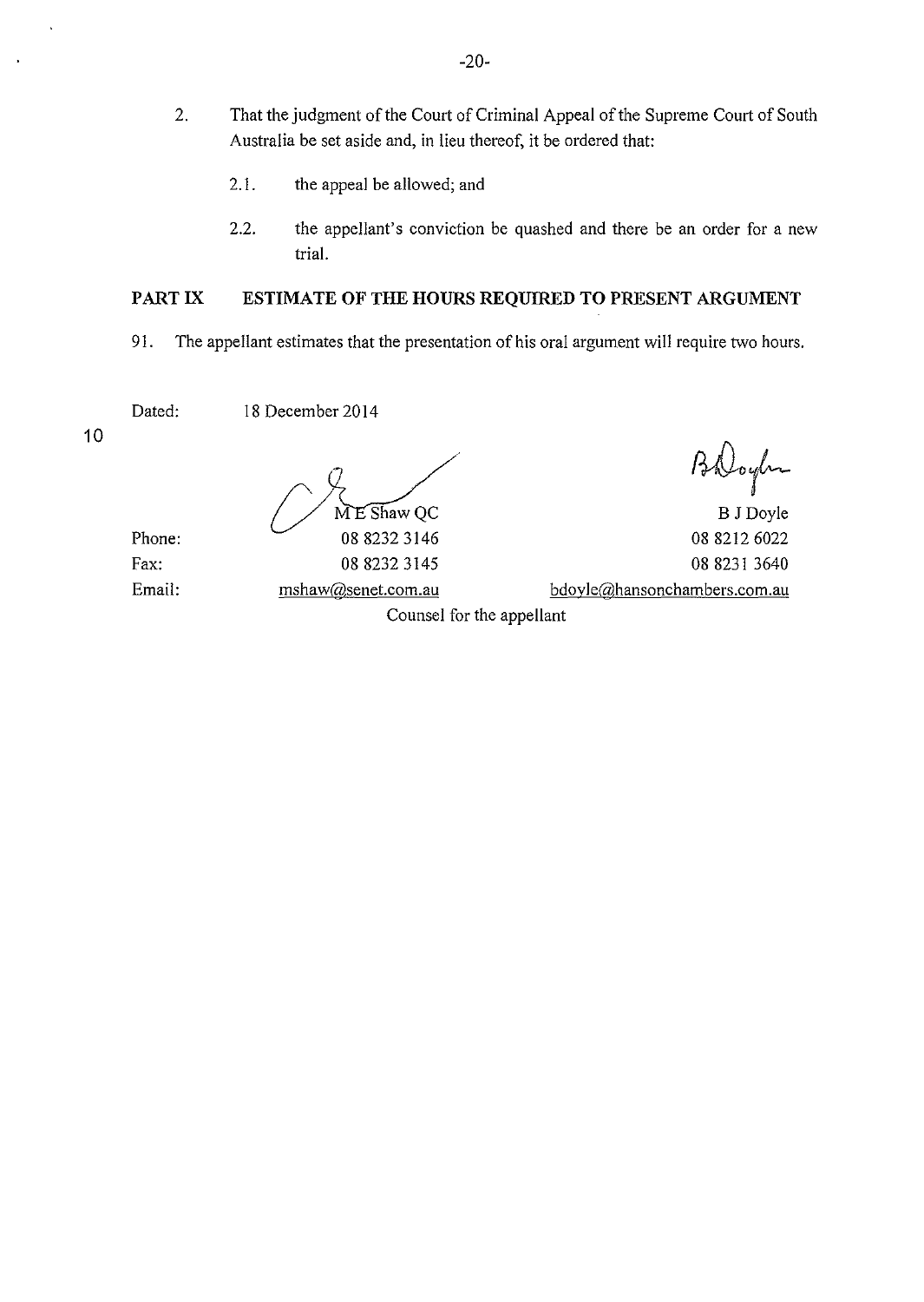2. That the judgment of the Court of Criminal Appeal of the Supreme Court of South Australia be set aside and, in lieu thereof, it be ordered that:

   2.1. the appeal be allowed; and

   2.2. the appellant's conviction be quashed and there be an order for a new trial.

## PART IX ESTIMATE OF THE HOURS REQUIRED TO PRESENT ARGUMENT

91. The appellant estimates that the presentation of his oral argument will require two hours.

Dated: 18 December 2014

| | M E Shaw QC | B J Doyle |
|---|---|---|
| Phone: | 08 8232 3146 | 08 8212 6022 |
| Fax: | 08 8232 3145 | 08 8231 3640 |
| Email: | mshaw@senet.com.au | bdoyle@hansonchambers.com.au |

Counsel for the appellant